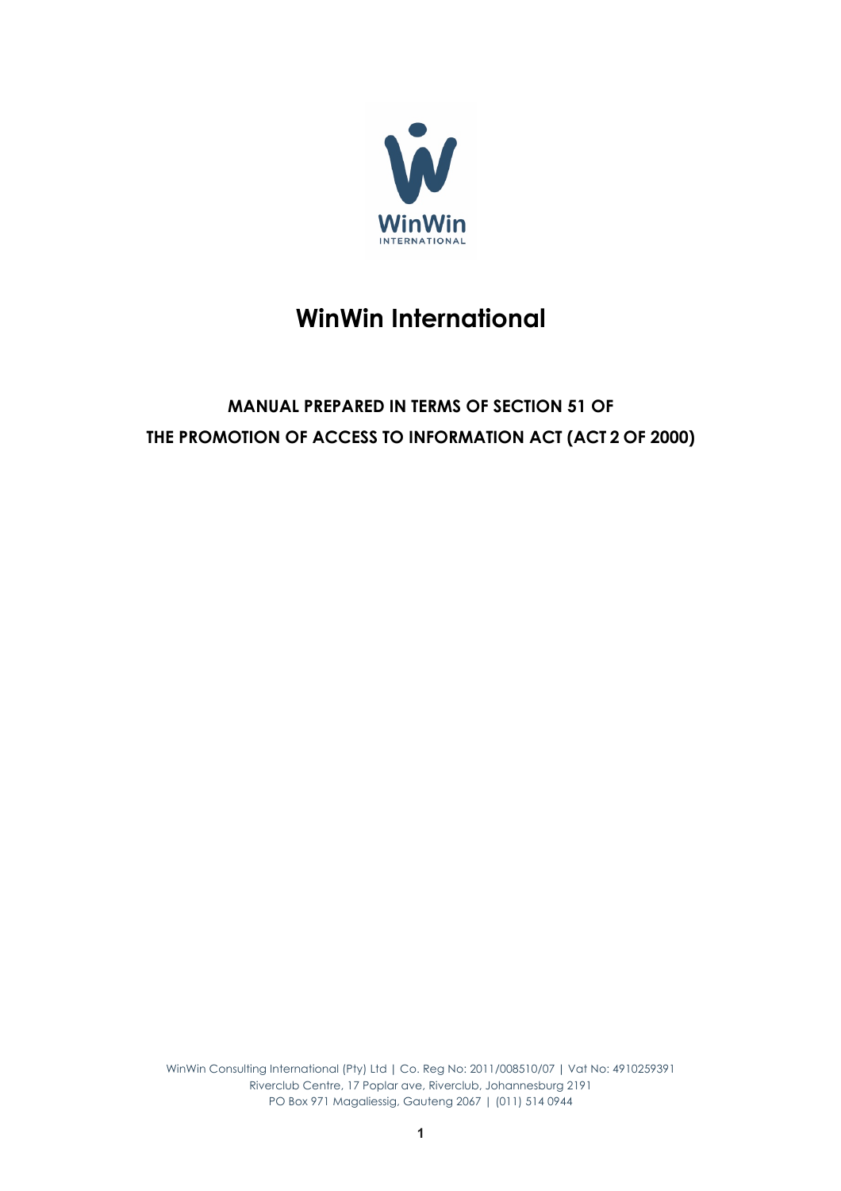# WinWin International

## MANUAL PREPARED IN TERMS OF SECTION 51 OF THE PROMOTION OF ACCESS TO INFORMATION ACT (ACT 2 OF 2000)

WinWin Consulting International (Pty) Ltd | Co. Reg No: 2011/008510/07 | Vat No: 4910259391
Riverclub Centre, 17 Poplar ave, Riverclub, Johannesburg 2191
PO Box 971 Magaliessig, Gauteng 2067 | (011) 514 0944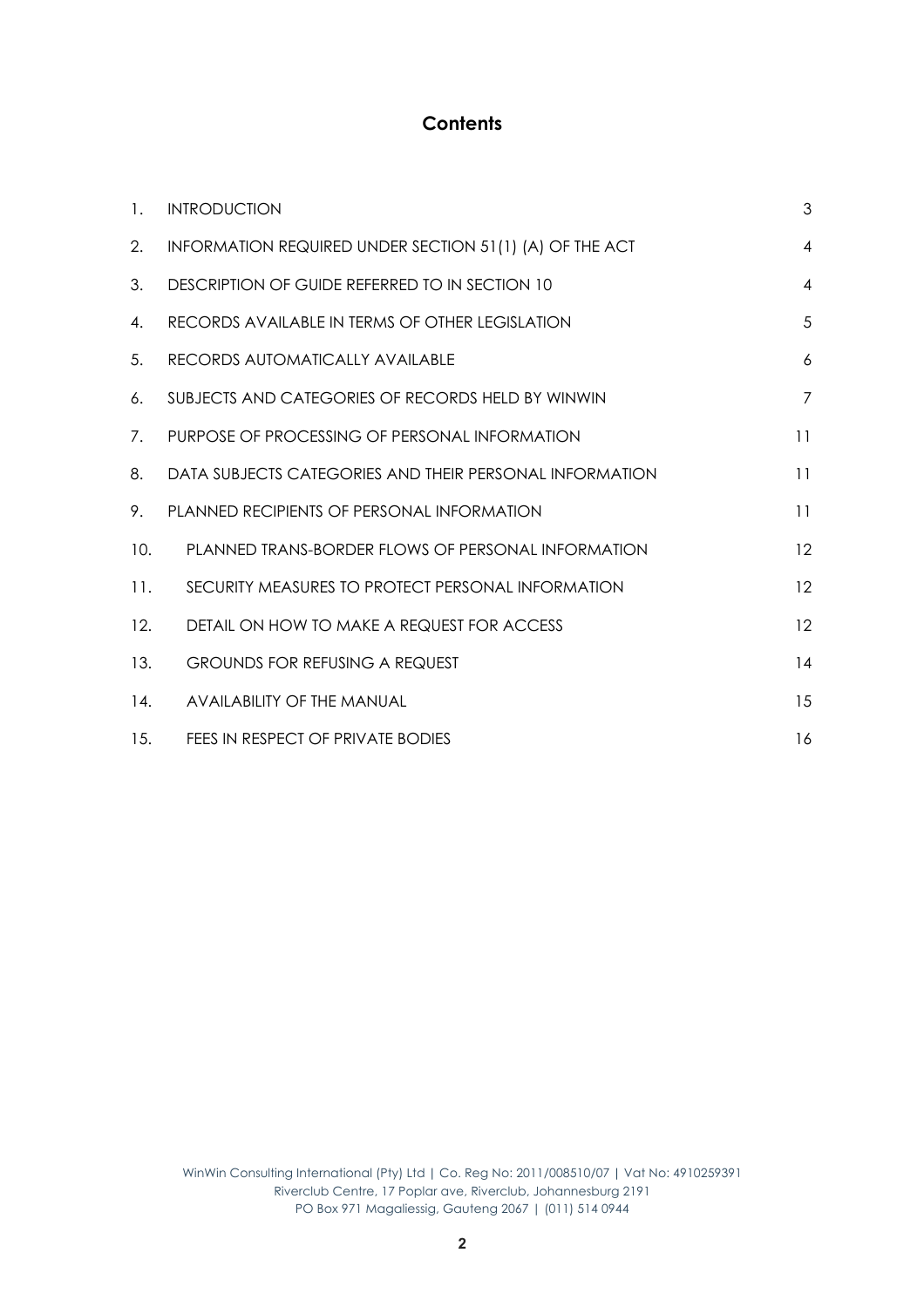# Contents

| | | |
|---|---|---|
| 1. | INTRODUCTION | 3 |
| 2. | INFORMATION REQUIRED UNDER SECTION 51(1) (A) OF THE ACT | 4 |
| 3. | DESCRIPTION OF GUIDE REFERRED TO IN SECTION 10 | 4 |
| 4. | RECORDS AVAILABLE IN TERMS OF OTHER LEGISLATION | 5 |
| 5. | RECORDS AUTOMATICALLY AVAILABLE | 6 |
| 6. | SUBJECTS AND CATEGORIES OF RECORDS HELD BY WINWIN | 7 |
| 7. | PURPOSE OF PROCESSING OF PERSONAL INFORMATION | 11 |
| 8. | DATA SUBJECTS CATEGORIES AND THEIR PERSONAL INFORMATION | 11 |
| 9. | PLANNED RECIPIENTS OF PERSONAL INFORMATION | 11 |
| 10. | PLANNED TRANS-BORDER FLOWS OF PERSONAL INFORMATION | 12 |
| 11. | SECURITY MEASURES TO PROTECT PERSONAL INFORMATION | 12 |
| 12. | DETAIL ON HOW TO MAKE A REQUEST FOR ACCESS | 12 |
| 13. | GROUNDS FOR REFUSING A REQUEST | 14 |
| 14. | AVAILABILITY OF THE MANUAL | 15 |
| 15. | FEES IN RESPECT OF PRIVATE BODIES | 16 |

WinWin Consulting International (Pty) Ltd | Co. Reg No: 2011/008510/07 | Vat No: 4910259391
Riverclub Centre, 17 Poplar ave, Riverclub, Johannesburg 2191
PO Box 971 Magaliessig, Gauteng 2067 | (011) 514 0944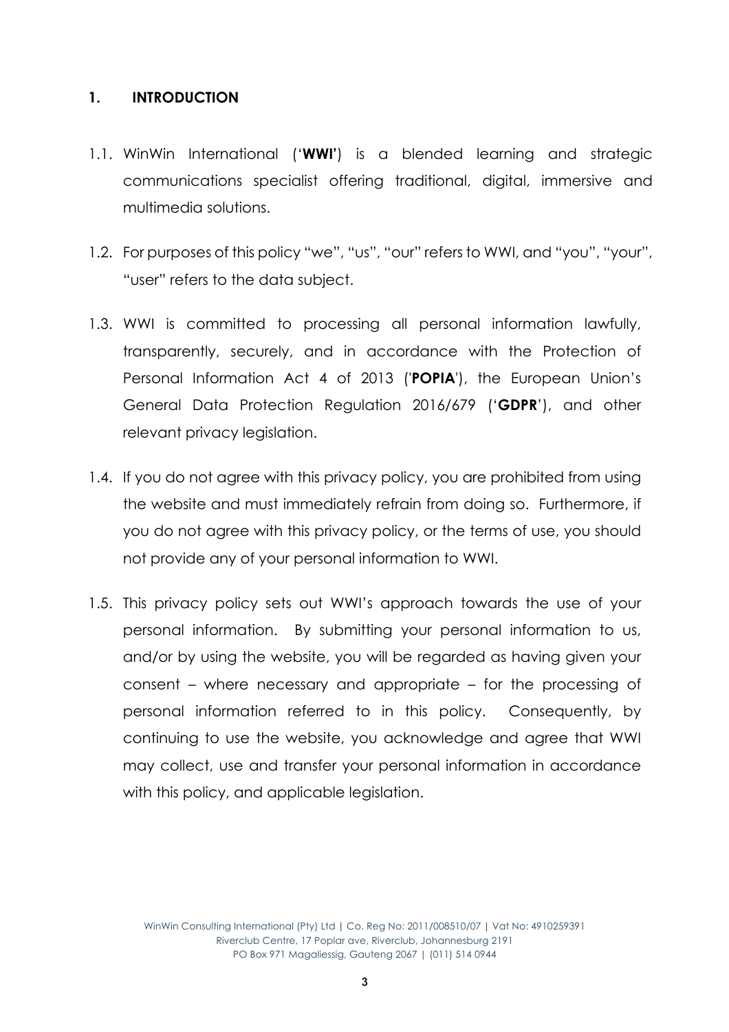## 1. INTRODUCTION

1.1. WinWin International ('**WWI'**) is a blended learning and strategic communications specialist offering traditional, digital, immersive and multimedia solutions.

1.2. For purposes of this policy "we", "us", "our" refers to WWI, and "you", "your", "user" refers to the data subject.

1.3. WWI is committed to processing all personal information lawfully, transparently, securely, and in accordance with the Protection of Personal Information Act 4 of 2013 ('**POPIA**'), the European Union's General Data Protection Regulation 2016/679 ('**GDPR**'), and other relevant privacy legislation.

1.4. If you do not agree with this privacy policy, you are prohibited from using the website and must immediately refrain from doing so. Furthermore, if you do not agree with this privacy policy, or the terms of use, you should not provide any of your personal information to WWI.

1.5. This privacy policy sets out WWI's approach towards the use of your personal information. By submitting your personal information to us, and/or by using the website, you will be regarded as having given your consent – where necessary and appropriate – for the processing of personal information referred to in this policy. Consequently, by continuing to use the website, you acknowledge and agree that WWI may collect, use and transfer your personal information in accordance with this policy, and applicable legislation.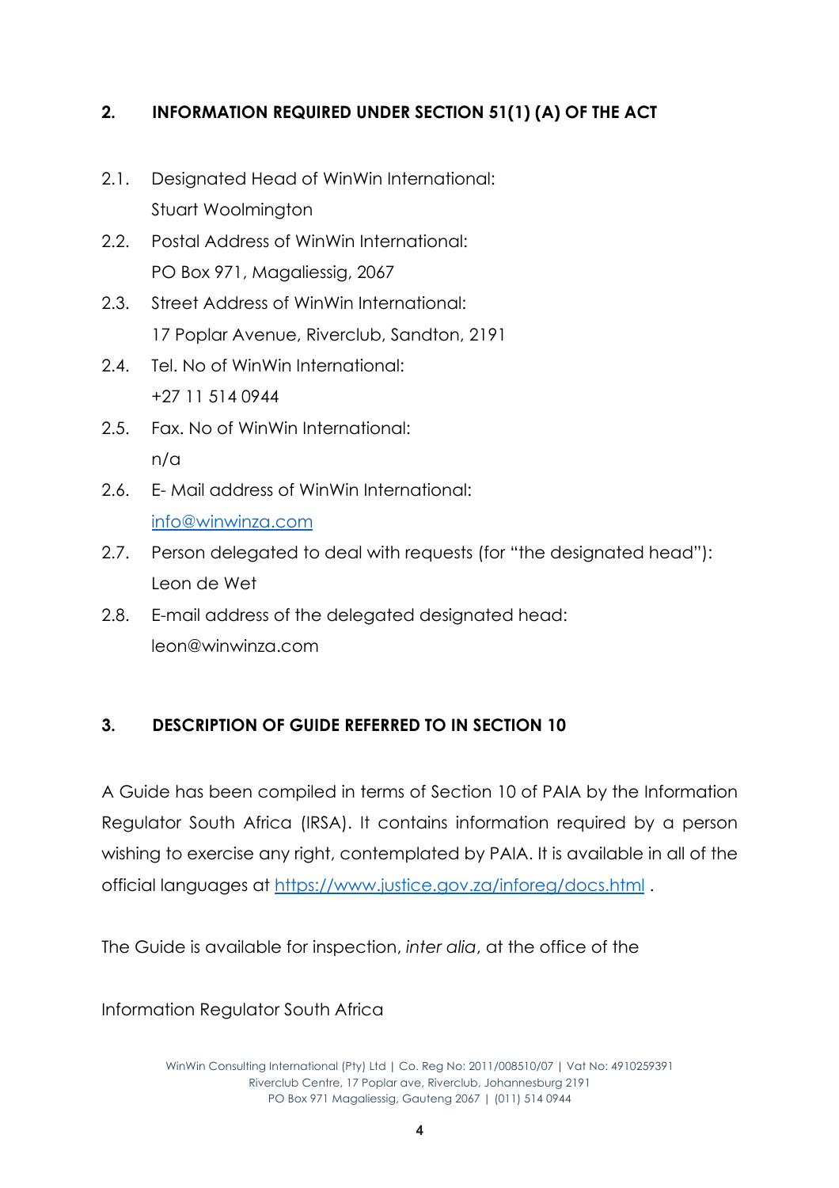## 2. INFORMATION REQUIRED UNDER SECTION 51(1) (A) OF THE ACT

2.1. Designated Head of WinWin International:
Stuart Woolmington

2.2. Postal Address of WinWin International:
PO Box 971, Magaliessig, 2067

2.3. Street Address of WinWin International:
17 Poplar Avenue, Riverclub, Sandton, 2191

2.4. Tel. No of WinWin International:
+27 11 514 0944

2.5. Fax. No of WinWin International:
n/a

2.6. E- Mail address of WinWin International:
info@winwinza.com

2.7. Person delegated to deal with requests (for "the designated head"):
Leon de Wet

2.8. E-mail address of the delegated designated head:
leon@winwinza.com

## 3. DESCRIPTION OF GUIDE REFERRED TO IN SECTION 10

A Guide has been compiled in terms of Section 10 of PAIA by the Information Regulator South Africa (IRSA). It contains information required by a person wishing to exercise any right, contemplated by PAIA. It is available in all of the official languages at https://www.justice.gov.za/inforeg/docs.html .

The Guide is available for inspection, *inter alia*, at the office of the

Information Regulator South Africa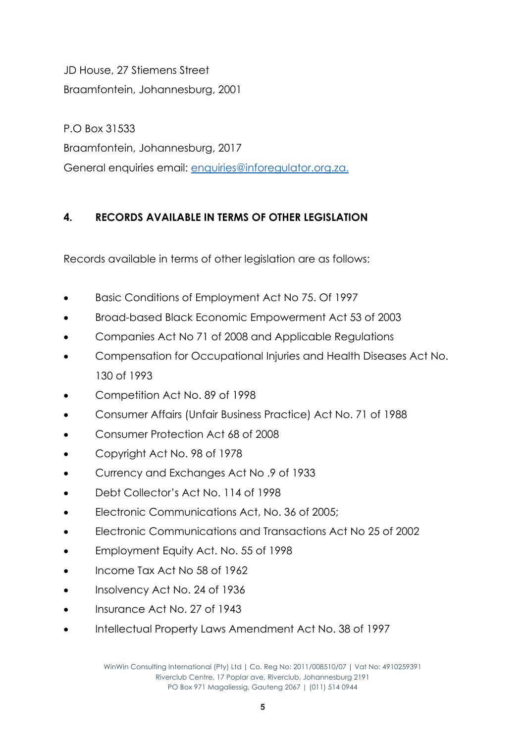JD House, 27 Stiemens Street
Braamfontein, Johannesburg, 2001

P.O Box 31533
Braamfontein, Johannesburg, 2017
General enquiries email: enquiries@inforegulator.org.za.

## 4. RECORDS AVAILABLE IN TERMS OF OTHER LEGISLATION

Records available in terms of other legislation are as follows:

- Basic Conditions of Employment Act No 75. Of 1997
- Broad-based Black Economic Empowerment Act 53 of 2003
- Companies Act No 71 of 2008 and Applicable Regulations
- Compensation for Occupational Injuries and Health Diseases Act No. 130 of 1993
- Competition Act No. 89 of 1998
- Consumer Affairs (Unfair Business Practice) Act No. 71 of 1988
- Consumer Protection Act 68 of 2008
- Copyright Act No. 98 of 1978
- Currency and Exchanges Act No .9 of 1933
- Debt Collector's Act No. 114 of 1998
- Electronic Communications Act, No. 36 of 2005;
- Electronic Communications and Transactions Act No 25 of 2002
- Employment Equity Act. No. 55 of 1998
- Income Tax Act No 58 of 1962
- Insolvency Act No. 24 of 1936
- Insurance Act No. 27 of 1943
- Intellectual Property Laws Amendment Act No. 38 of 1997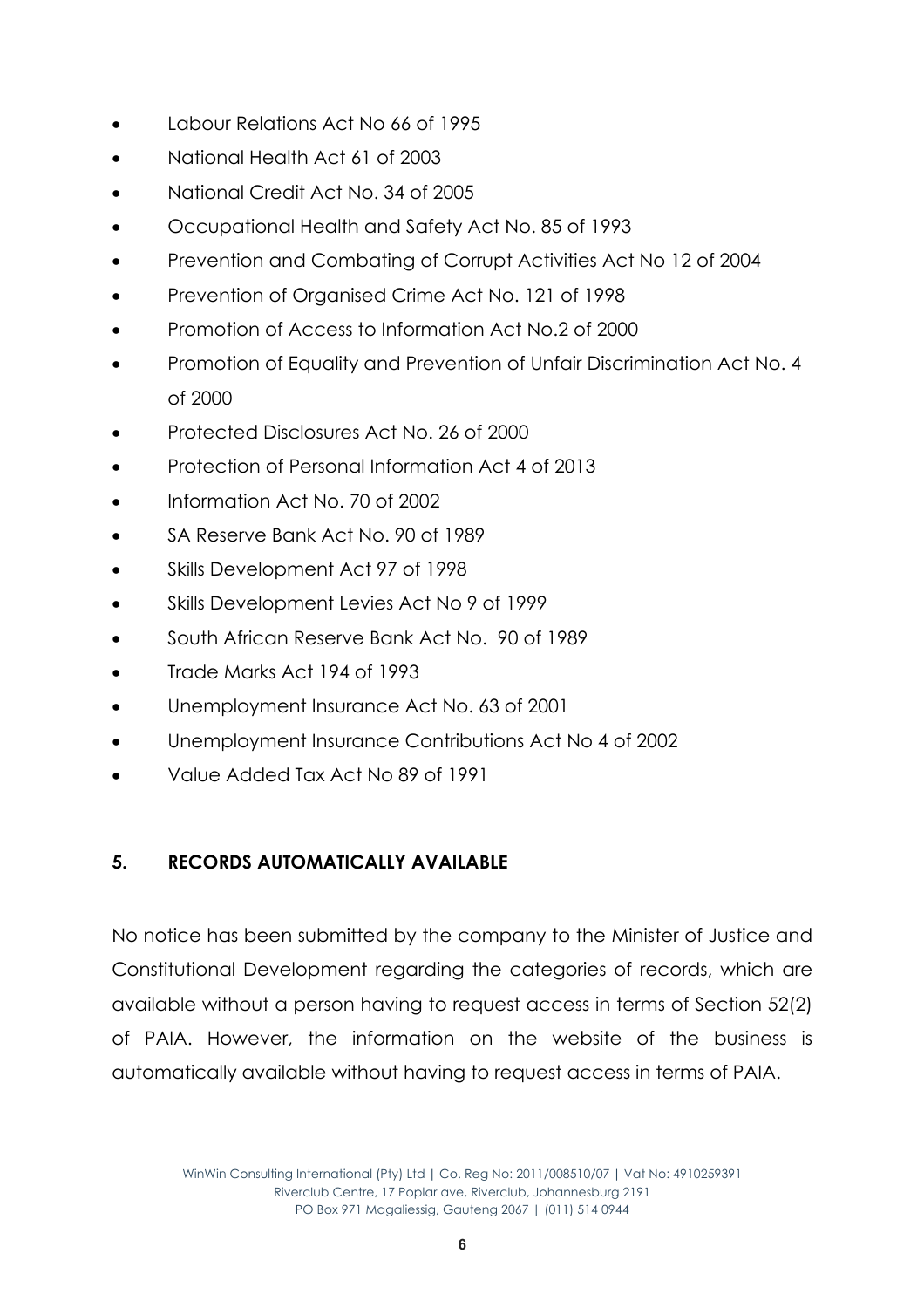- Labour Relations Act No 66 of 1995
- National Health Act 61 of 2003
- National Credit Act No. 34 of 2005
- Occupational Health and Safety Act No. 85 of 1993
- Prevention and Combating of Corrupt Activities Act No 12 of 2004
- Prevention of Organised Crime Act No. 121 of 1998
- Promotion of Access to Information Act No.2 of 2000
- Promotion of Equality and Prevention of Unfair Discrimination Act No. 4 of 2000
- Protected Disclosures Act No. 26 of 2000
- Protection of Personal Information Act 4 of 2013
- Information Act No. 70 of 2002
- SA Reserve Bank Act No. 90 of 1989
- Skills Development Act 97 of 1998
- Skills Development Levies Act No 9 of 1999
- South African Reserve Bank Act No. 90 of 1989
- Trade Marks Act 194 of 1993
- Unemployment Insurance Act No. 63 of 2001
- Unemployment Insurance Contributions Act No 4 of 2002
- Value Added Tax Act No 89 of 1991

## 5. RECORDS AUTOMATICALLY AVAILABLE

No notice has been submitted by the company to the Minister of Justice and Constitutional Development regarding the categories of records, which are available without a person having to request access in terms of Section 52(2) of PAIA. However, the information on the website of the business is automatically available without having to request access in terms of PAIA.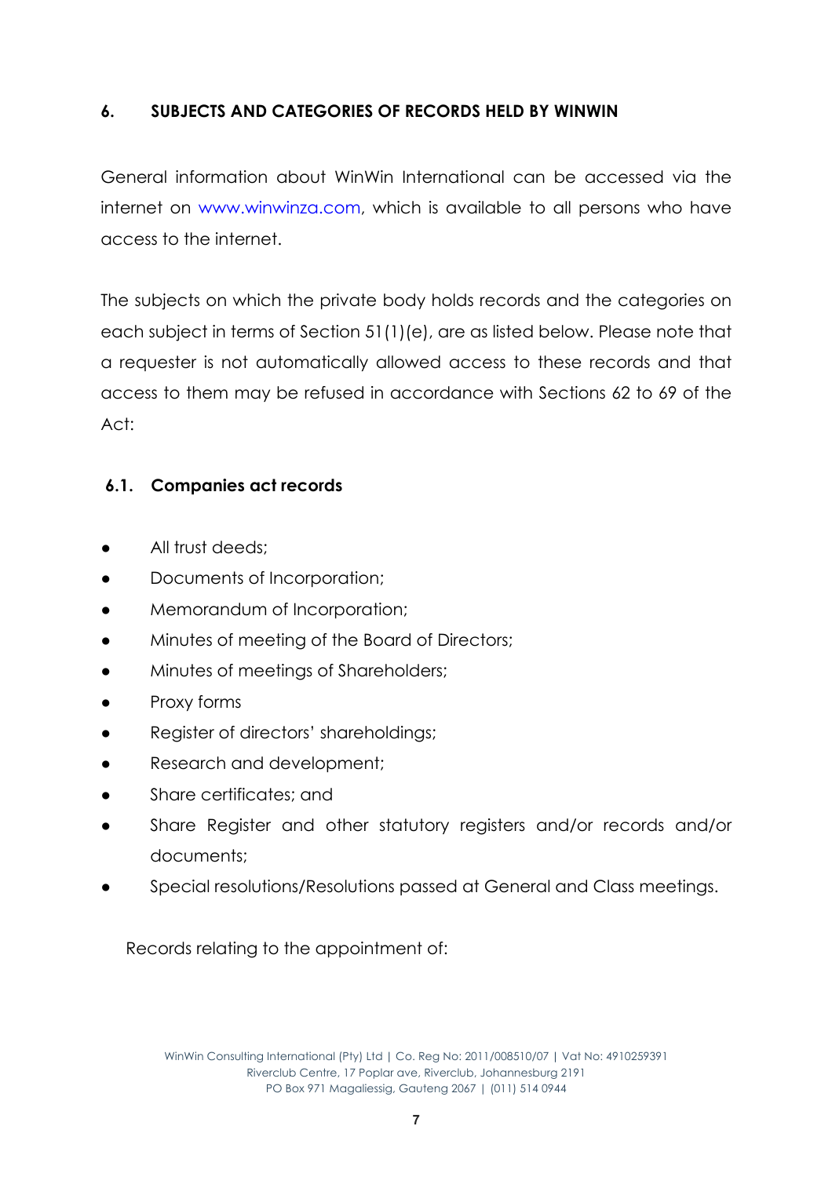## 6. SUBJECTS AND CATEGORIES OF RECORDS HELD BY WINWIN

General information about WinWin International can be accessed via the internet on www.winwinza.com, which is available to all persons who have access to the internet.

The subjects on which the private body holds records and the categories on each subject in terms of Section 51(1)(e), are as listed below. Please note that a requester is not automatically allowed access to these records and that access to them may be refused in accordance with Sections 62 to 69 of the Act:

### 6.1. Companies act records

- All trust deeds;
- Documents of Incorporation;
- Memorandum of Incorporation;
- Minutes of meeting of the Board of Directors;
- Minutes of meetings of Shareholders;
- Proxy forms
- Register of directors' shareholdings;
- Research and development;
- Share certificates; and
- Share Register and other statutory registers and/or records and/or documents;
- Special resolutions/Resolutions passed at General and Class meetings.

Records relating to the appointment of: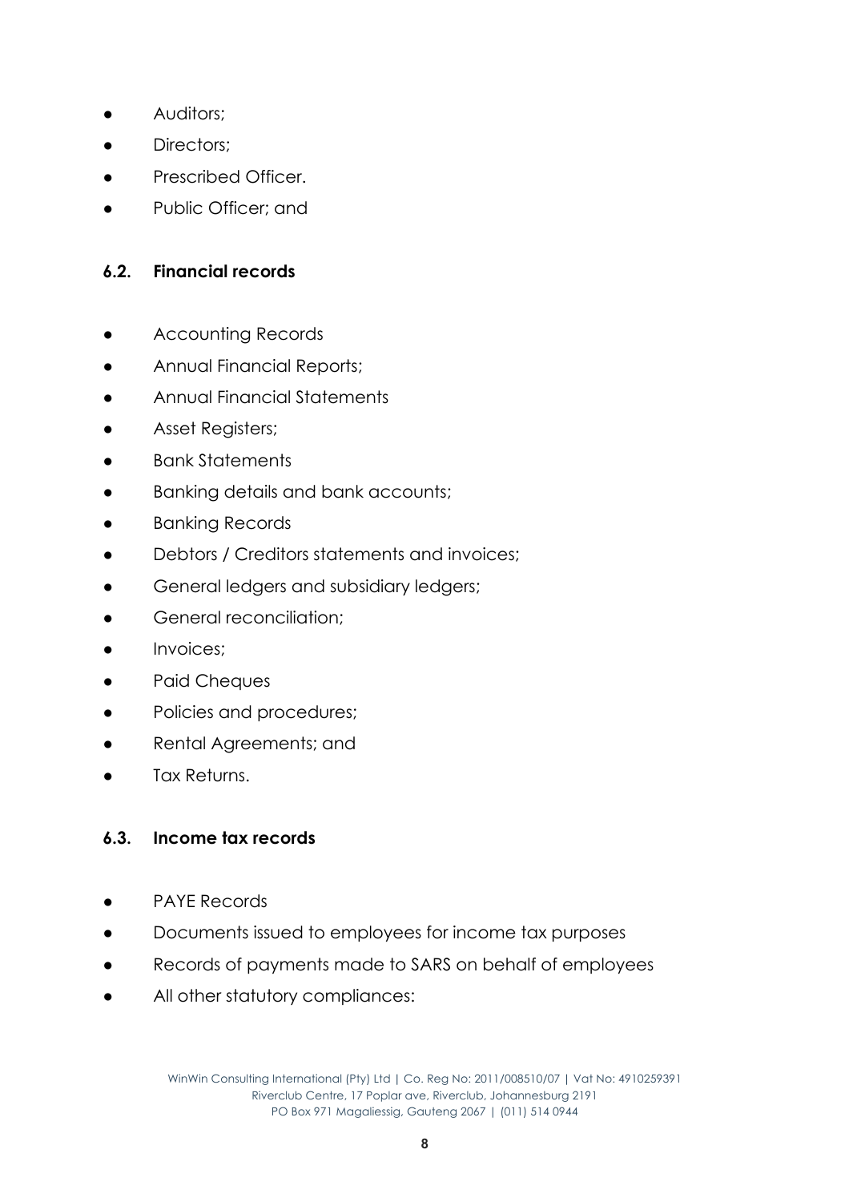- Auditors;
- Directors;
- Prescribed Officer.
- Public Officer; and

### 6.2. Financial records

- Accounting Records
- Annual Financial Reports;
- Annual Financial Statements
- Asset Registers;
- Bank Statements
- Banking details and bank accounts;
- Banking Records
- Debtors / Creditors statements and invoices;
- General ledgers and subsidiary ledgers;
- General reconciliation;
- Invoices;
- Paid Cheques
- Policies and procedures;
- Rental Agreements; and
- Tax Returns.

### 6.3. Income tax records

- PAYE Records
- Documents issued to employees for income tax purposes
- Records of payments made to SARS on behalf of employees
- All other statutory compliances: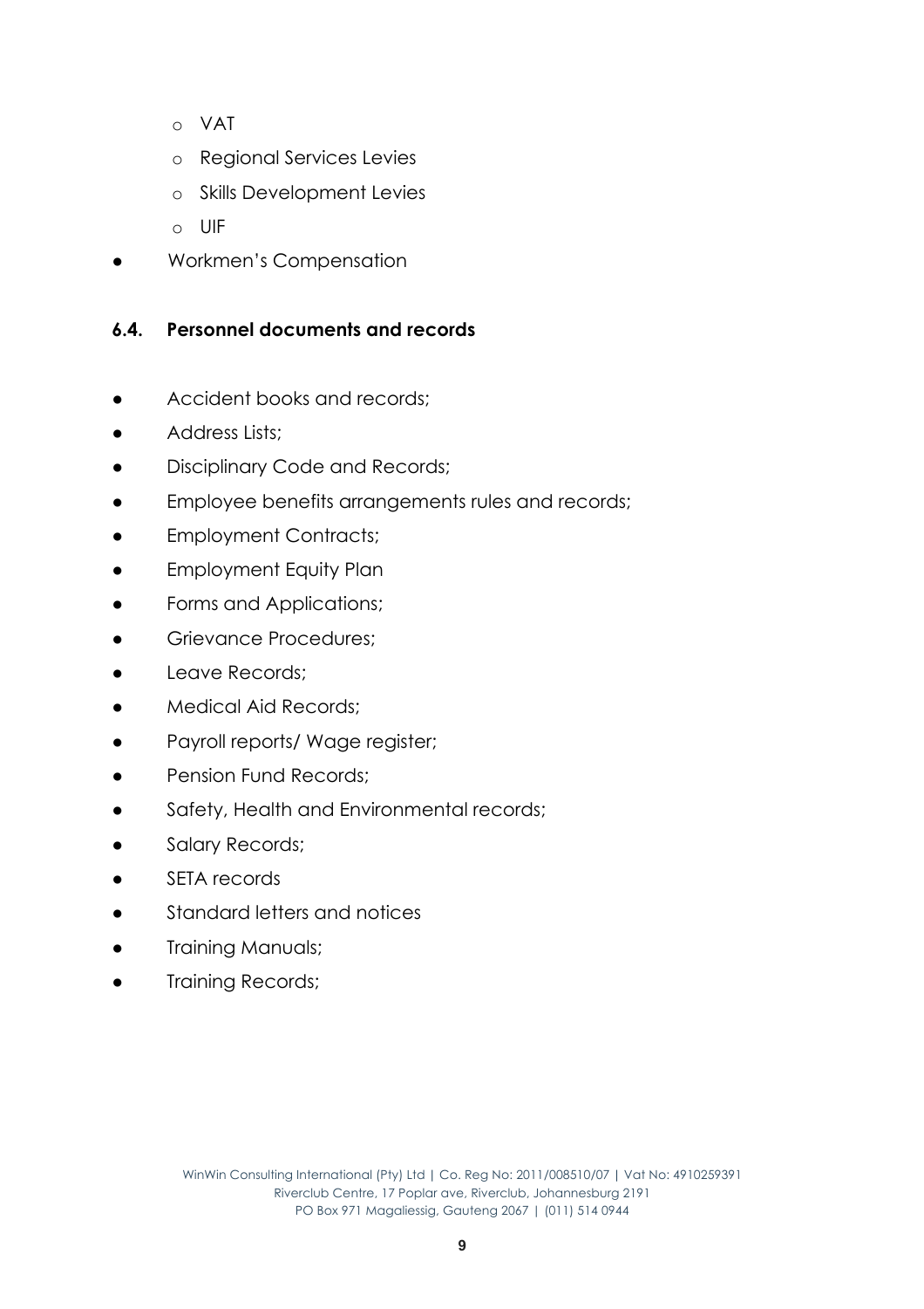- VAT
    - Regional Services Levies
    - Skills Development Levies
    - UIF
- Workmen's Compensation

### 6.4. Personnel documents and records

- Accident books and records;
- Address Lists;
- Disciplinary Code and Records;
- Employee benefits arrangements rules and records;
- Employment Contracts;
- Employment Equity Plan
- Forms and Applications;
- Grievance Procedures;
- Leave Records;
- Medical Aid Records;
- Payroll reports/ Wage register;
- Pension Fund Records;
- Safety, Health and Environmental records;
- Salary Records;
- SETA records
- Standard letters and notices
- Training Manuals;
- Training Records;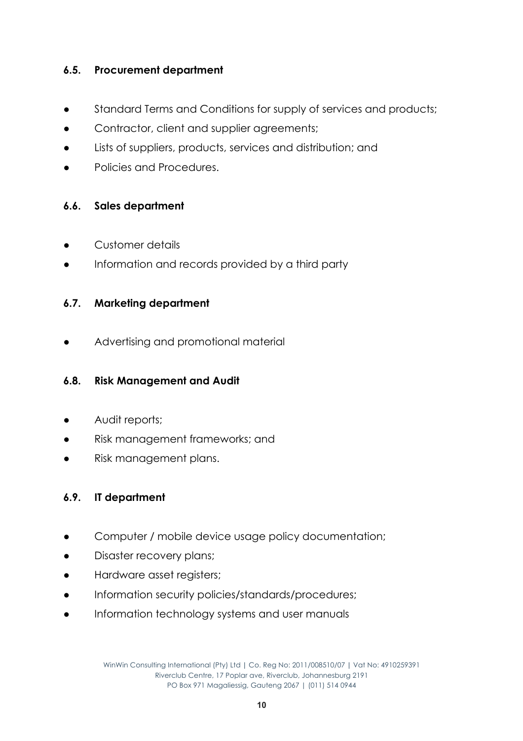### 6.5. Procurement department

- Standard Terms and Conditions for supply of services and products;
- Contractor, client and supplier agreements;
- Lists of suppliers, products, services and distribution; and
- Policies and Procedures.

### 6.6. Sales department

- Customer details
- Information and records provided by a third party

### 6.7. Marketing department

- Advertising and promotional material

### 6.8. Risk Management and Audit

- Audit reports;
- Risk management frameworks; and
- Risk management plans.

### 6.9. IT department

- Computer / mobile device usage policy documentation;
- Disaster recovery plans;
- Hardware asset registers;
- Information security policies/standards/procedures;
- Information technology systems and user manuals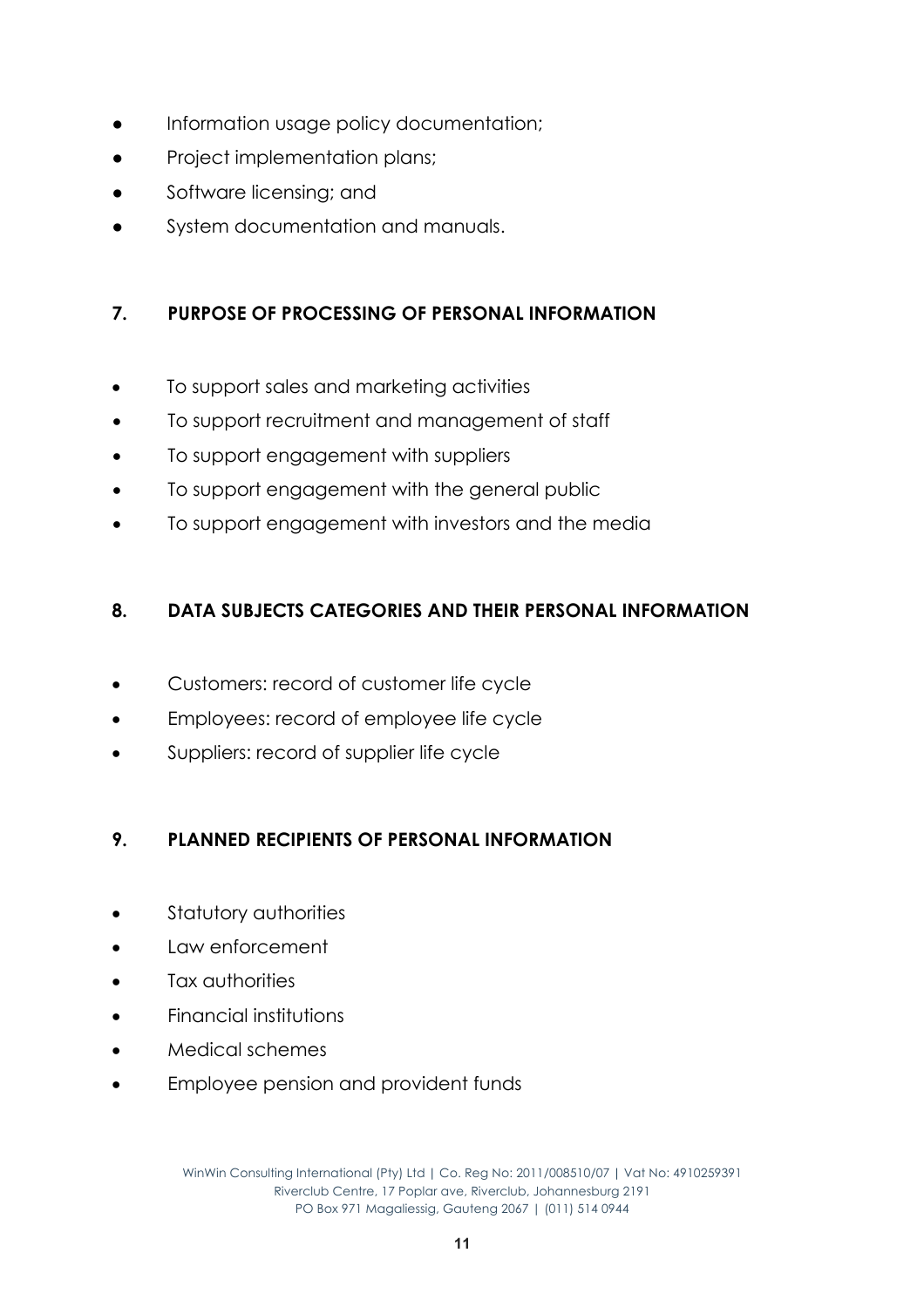- Information usage policy documentation;
- Project implementation plans;
- Software licensing; and
- System documentation and manuals.

## 7. PURPOSE OF PROCESSING OF PERSONAL INFORMATION

- To support sales and marketing activities
- To support recruitment and management of staff
- To support engagement with suppliers
- To support engagement with the general public
- To support engagement with investors and the media

## 8. DATA SUBJECTS CATEGORIES AND THEIR PERSONAL INFORMATION

- Customers: record of customer life cycle
- Employees: record of employee life cycle
- Suppliers: record of supplier life cycle

## 9. PLANNED RECIPIENTS OF PERSONAL INFORMATION

- Statutory authorities
- Law enforcement
- Tax authorities
- Financial institutions
- Medical schemes
- Employee pension and provident funds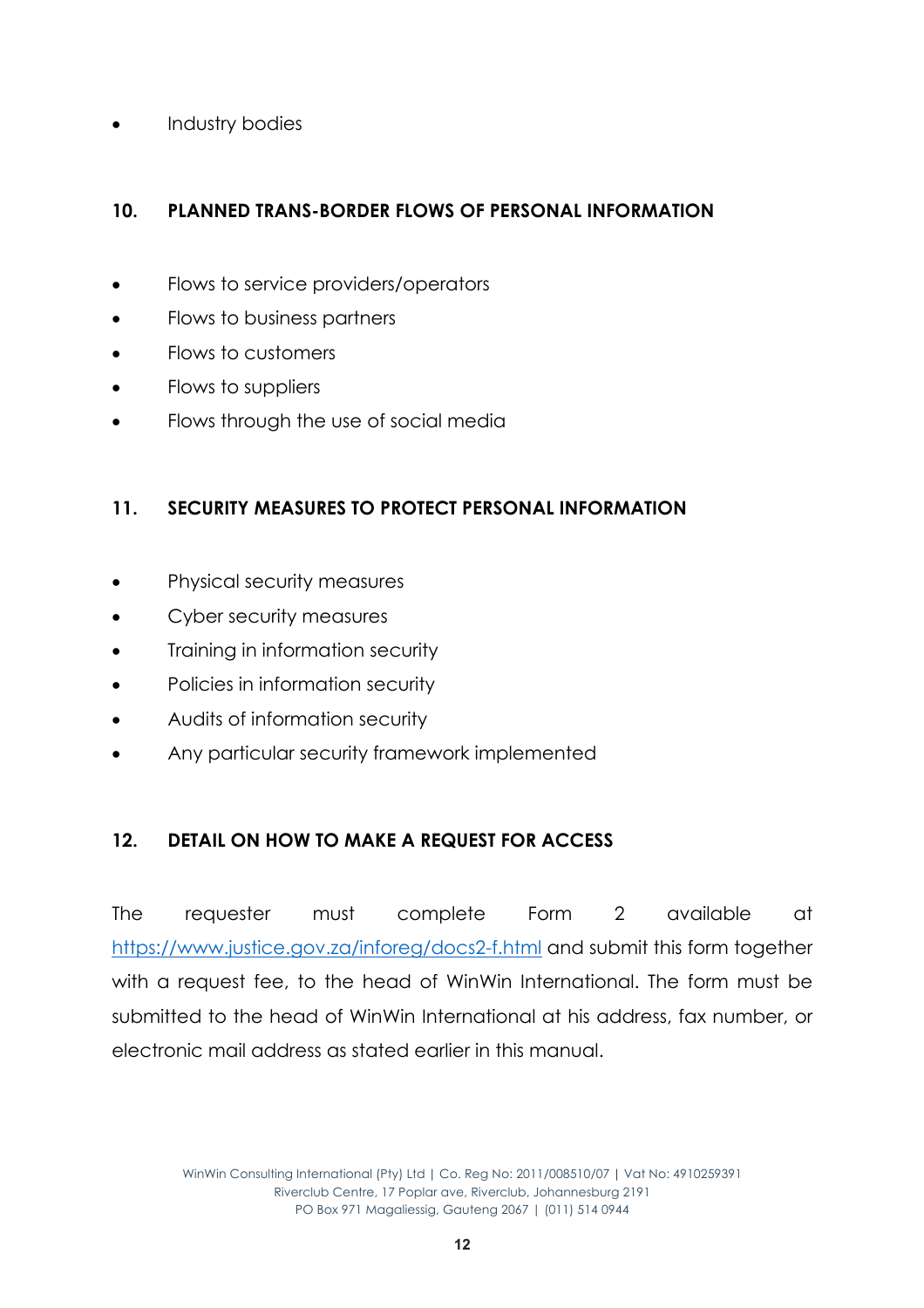- Industry bodies

## 10. PLANNED TRANS-BORDER FLOWS OF PERSONAL INFORMATION

- Flows to service providers/operators
- Flows to business partners
- Flows to customers
- Flows to suppliers
- Flows through the use of social media

## 11. SECURITY MEASURES TO PROTECT PERSONAL INFORMATION

- Physical security measures
- Cyber security measures
- Training in information security
- Policies in information security
- Audits of information security
- Any particular security framework implemented

## 12. DETAIL ON HOW TO MAKE A REQUEST FOR ACCESS

The requester must complete Form 2 available at https://www.justice.gov.za/inforeg/docs2-f.html and submit this form together with a request fee, to the head of WinWin International. The form must be submitted to the head of WinWin International at his address, fax number, or electronic mail address as stated earlier in this manual.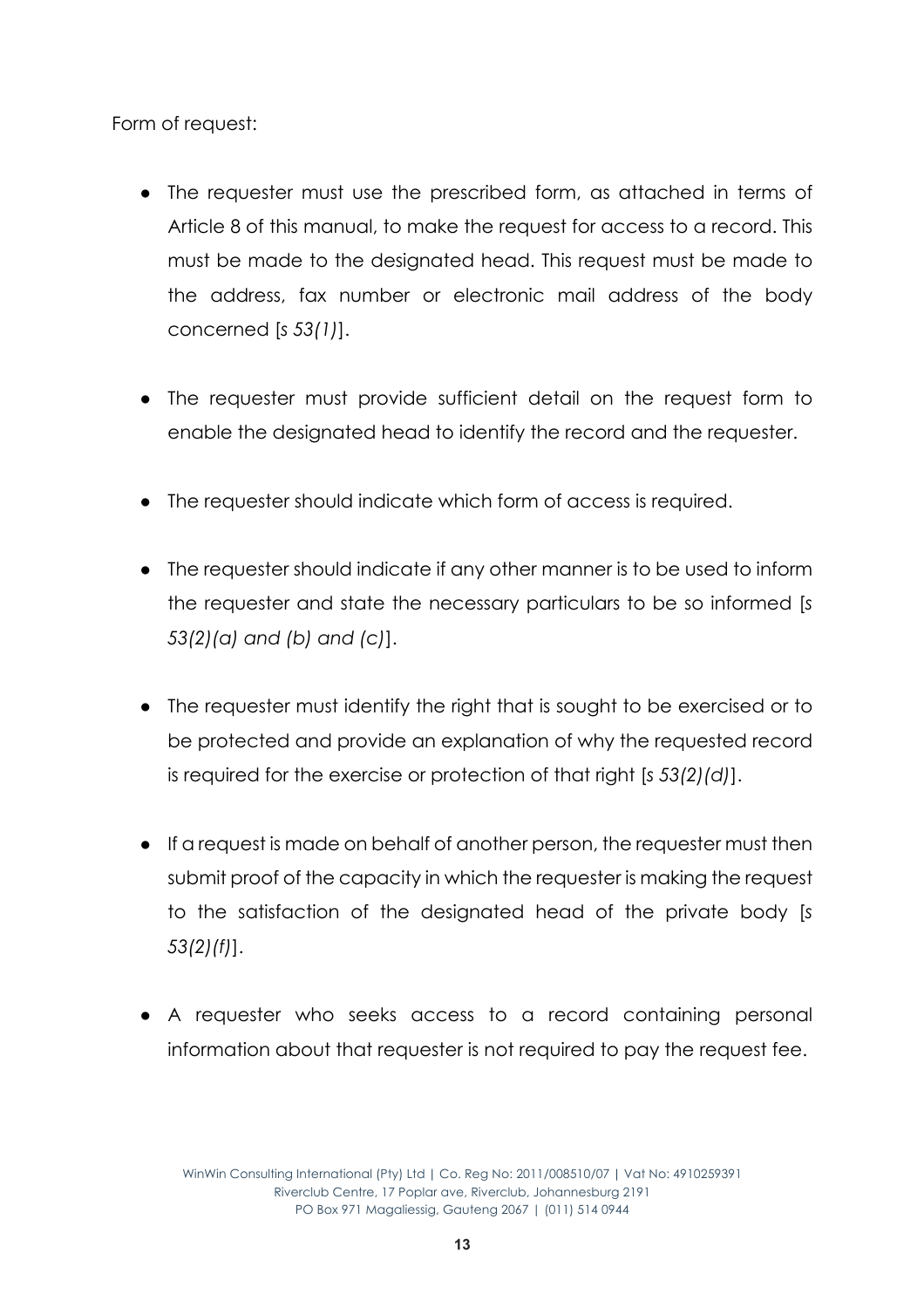Form of request:

- The requester must use the prescribed form, as attached in terms of Article 8 of this manual, to make the request for access to a record. This must be made to the designated head. This request must be made to the address, fax number or electronic mail address of the body concerned [*s 53(1)*].
- The requester must provide sufficient detail on the request form to enable the designated head to identify the record and the requester.
- The requester should indicate which form of access is required.
- The requester should indicate if any other manner is to be used to inform the requester and state the necessary particulars to be so informed [*s 53(2)(a) and (b) and (c)*].
- The requester must identify the right that is sought to be exercised or to be protected and provide an explanation of why the requested record is required for the exercise or protection of that right [*s 53(2)(d)*].
- If a request is made on behalf of another person, the requester must then submit proof of the capacity in which the requester is making the request to the satisfaction of the designated head of the private body [*s 53(2)(f)*].
- A requester who seeks access to a record containing personal information about that requester is not required to pay the request fee.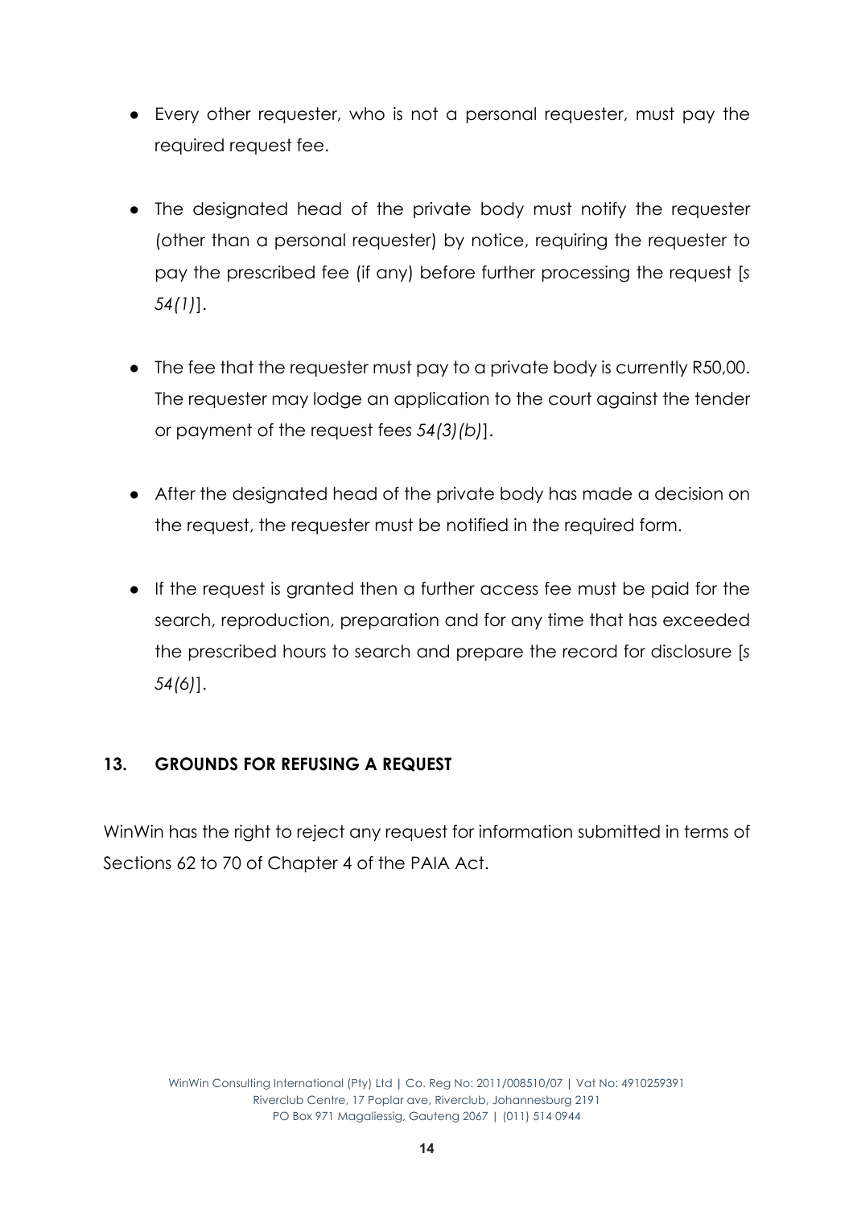- Every other requester, who is not a personal requester, must pay the required request fee.
- The designated head of the private body must notify the requester (other than a personal requester) by notice, requiring the requester to pay the prescribed fee (if any) before further processing the request [*s 54(1)*].
- The fee that the requester must pay to a private body is currently R50,00. The requester may lodge an application to the court against the tender or payment of the request fees *54(3)(b)*].
- After the designated head of the private body has made a decision on the request, the requester must be notified in the required form.
- If the request is granted then a further access fee must be paid for the search, reproduction, preparation and for any time that has exceeded the prescribed hours to search and prepare the record for disclosure [*s 54(6)*].

## 13. GROUNDS FOR REFUSING A REQUEST

WinWin has the right to reject any request for information submitted in terms of Sections 62 to 70 of Chapter 4 of the PAIA Act.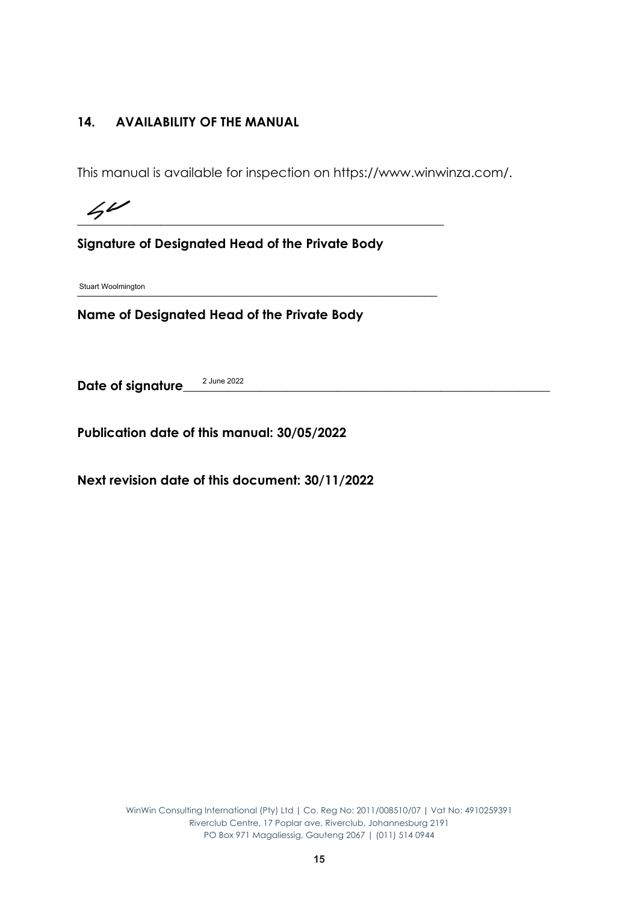## 14. AVAILABILITY OF THE MANUAL

This manual is available for inspection on https://www.winwinza.com/.

\_\_\_\_\_\_\_\_\_\_\_\_\_\_\_\_\_\_\_\_\_\_\_\_\_\_\_\_\_\_\_\_\_\_\_\_\_\_\_\_\_\_\_\_\_\_\_\_\_\_\_\_

**Signature of Designated Head of the Private Body**

Stuart Woolmington

**Name of Designated Head of the Private Body**

**Date of signature** 2 June 2022

**Publication date of this manual: 30/05/2022**

**Next revision date of this document: 30/11/2022**

WinWin Consulting International (Pty) Ltd | Co. Reg No: 2011/008510/07 | Vat No: 4910259391
Riverclub Centre, 17 Poplar ave, Riverclub, Johannesburg 2191
PO Box 971 Magaliessig, Gauteng 2067 | (011) 514 0944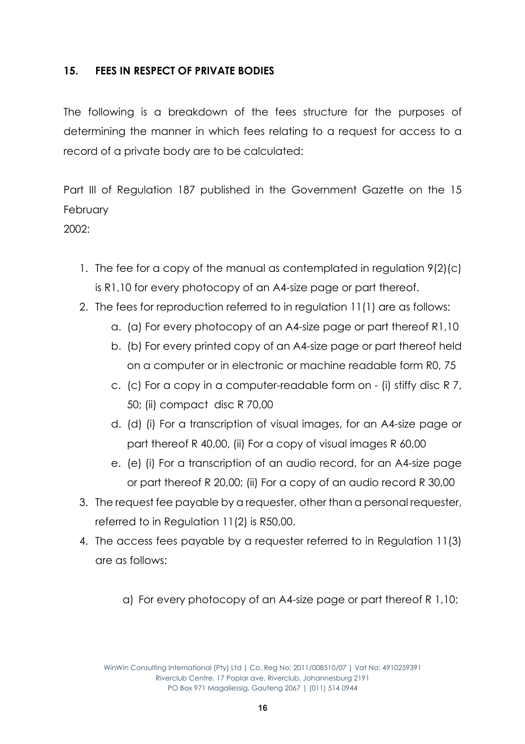## 15. FEES IN RESPECT OF PRIVATE BODIES

The following is a breakdown of the fees structure for the purposes of determining the manner in which fees relating to a request for access to a record of a private body are to be calculated:

Part III of Regulation 187 published in the Government Gazette on the 15 February
2002:

1. The fee for a copy of the manual as contemplated in regulation 9(2)(c) is R1,10 for every photocopy of an A4-size page or part thereof.
2. The fees for reproduction referred to in regulation 11(1) are as follows:
    a. (a) For every photocopy of an A4-size page or part thereof R1,10
    b. (b) For every printed copy of an A4-size page or part thereof held on a computer or in electronic or machine readable form R0, 75
    c. (c) For a copy in a computer-readable form on - (i) stiffy disc R 7, 50; (ii) compact disc R 70,00
    d. (d) (i) For a transcription of visual images, for an A4-size page or part thereof R 40,00, (ii) For a copy of visual images R 60,00
    e. (e) (i) For a transcription of an audio record, for an A4-size page or part thereof R 20,00; (ii) For a copy of an audio record R 30,00
3. The request fee payable by a requester, other than a personal requester, referred to in Regulation 11(2) is R50,00.
4. The access fees payable by a requester referred to in Regulation 11(3) are as follows:

    a) For every photocopy of an A4-size page or part thereof R 1,10;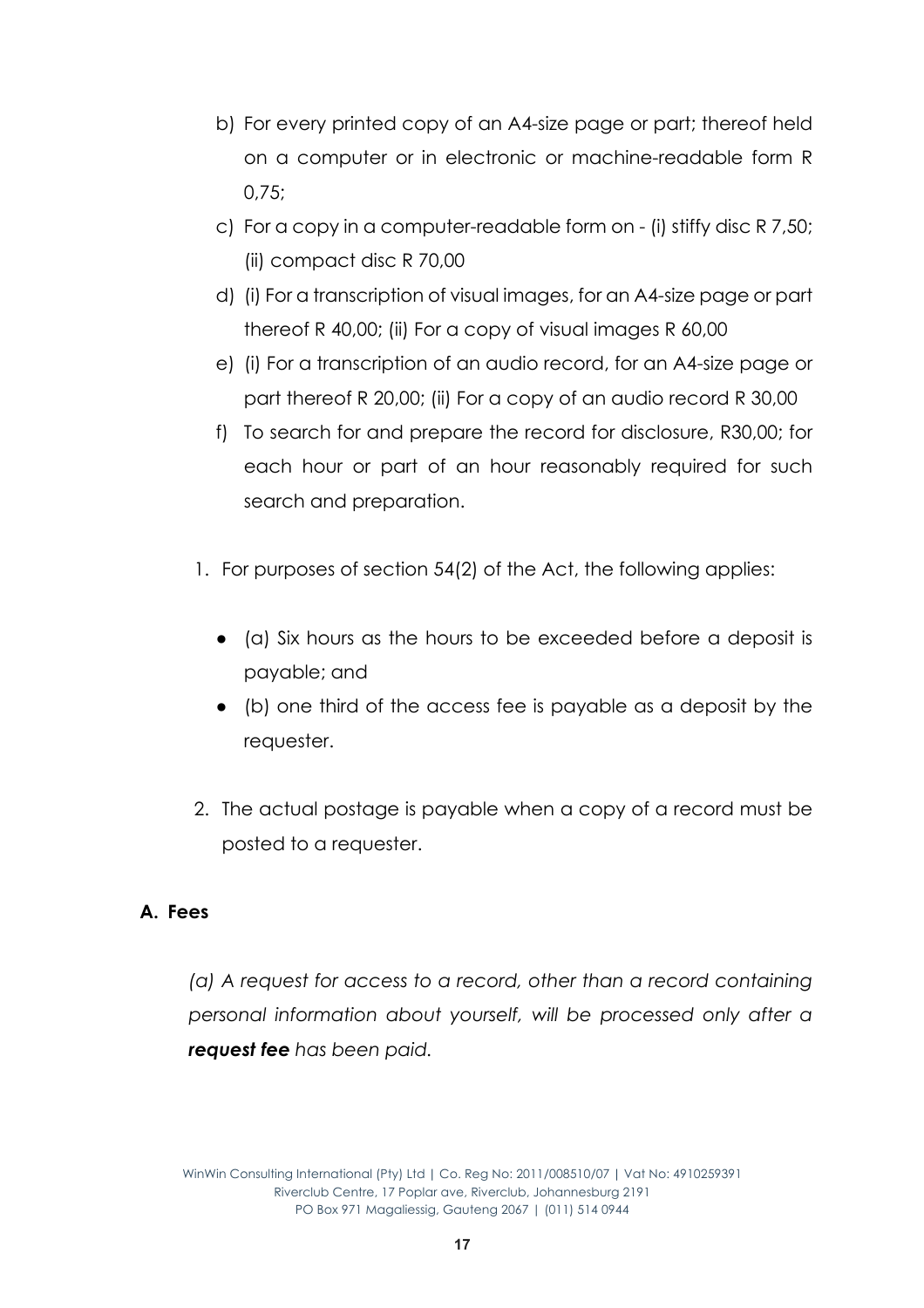b) For every printed copy of an A4-size page or part; thereof held on a computer or in electronic or machine-readable form R 0,75;

c) For a copy in a computer-readable form on - (i) stiffy disc R 7,50; (ii) compact disc R 70,00

d) (i) For a transcription of visual images, for an A4-size page or part thereof R 40,00; (ii) For a copy of visual images R 60,00

e) (i) For a transcription of an audio record, for an A4-size page or part thereof R 20,00; (ii) For a copy of an audio record R 30,00

f) To search for and prepare the record for disclosure, R30,00; for each hour or part of an hour reasonably required for such search and preparation.

1. For purposes of section 54(2) of the Act, the following applies:

   - (a) Six hours as the hours to be exceeded before a deposit is payable; and
   - (b) one third of the access fee is payable as a deposit by the requester.

2. The actual postage is payable when a copy of a record must be posted to a requester.

## A. Fees

*(a) A request for access to a record, other than a record containing personal information about yourself, will be processed only after a **request fee** has been paid.*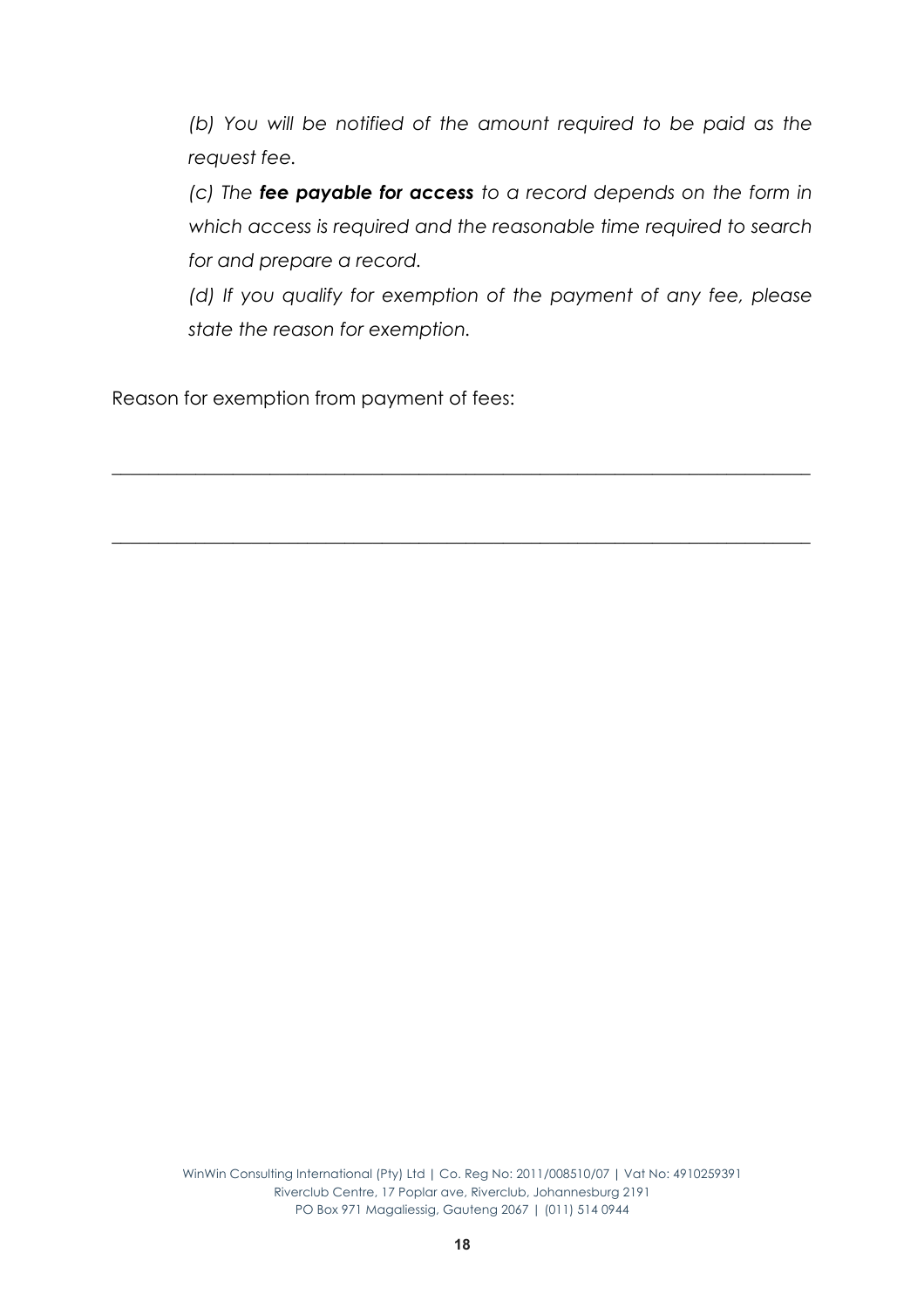*(b) You will be notified of the amount required to be paid as the request fee.*

*(c) The **fee payable for access** to a record depends on the form in which access is required and the reasonable time required to search for and prepare a record.*

*(d) If you qualify for exemption of the payment of any fee, please state the reason for exemption.*

Reason for exemption from payment of fees:

\_\_\_\_\_\_\_\_\_\_\_\_\_\_\_\_\_\_\_\_\_\_\_\_\_\_\_\_\_\_\_\_\_\_\_\_\_\_\_\_\_\_\_\_\_\_\_\_\_\_\_\_\_\_\_\_\_\_\_\_\_\_\_\_\_\_\_\_\_\_

\_\_\_\_\_\_\_\_\_\_\_\_\_\_\_\_\_\_\_\_\_\_\_\_\_\_\_\_\_\_\_\_\_\_\_\_\_\_\_\_\_\_\_\_\_\_\_\_\_\_\_\_\_\_\_\_\_\_\_\_\_\_\_\_\_\_\_\_\_\_